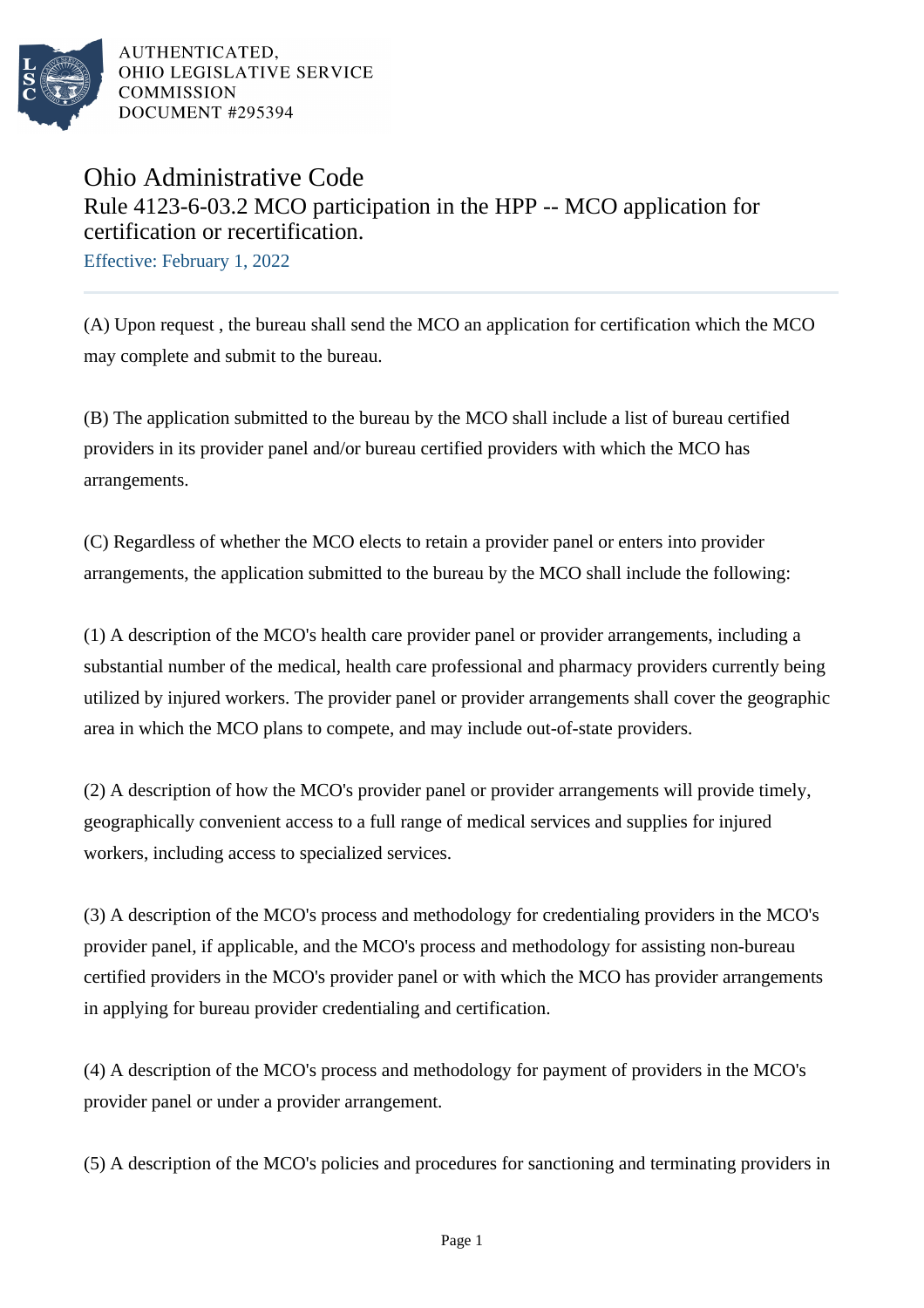AUTHENTICATED,
OHIO LEGISLATIVE SERVICE
COMMISSION
DOCUMENT #295394

# Ohio Administrative Code

## Rule 4123-6-03.2 MCO participation in the HPP -- MCO application for certification or recertification.

Effective: February 1, 2022

(A) Upon request , the bureau shall send the MCO an application for certification which the MCO may complete and submit to the bureau.

(B) The application submitted to the bureau by the MCO shall include a list of bureau certified providers in its provider panel and/or bureau certified providers with which the MCO has arrangements.

(C) Regardless of whether the MCO elects to retain a provider panel or enters into provider arrangements, the application submitted to the bureau by the MCO shall include the following:

(1) A description of the MCO's health care provider panel or provider arrangements, including a substantial number of the medical, health care professional and pharmacy providers currently being utilized by injured workers. The provider panel or provider arrangements shall cover the geographic area in which the MCO plans to compete, and may include out-of-state providers.

(2) A description of how the MCO's provider panel or provider arrangements will provide timely, geographically convenient access to a full range of medical services and supplies for injured workers, including access to specialized services.

(3) A description of the MCO's process and methodology for credentialing providers in the MCO's provider panel, if applicable, and the MCO's process and methodology for assisting non-bureau certified providers in the MCO's provider panel or with which the MCO has provider arrangements in applying for bureau provider credentialing and certification.

(4) A description of the MCO's process and methodology for payment of providers in the MCO's provider panel or under a provider arrangement.

(5) A description of the MCO's policies and procedures for sanctioning and terminating providers in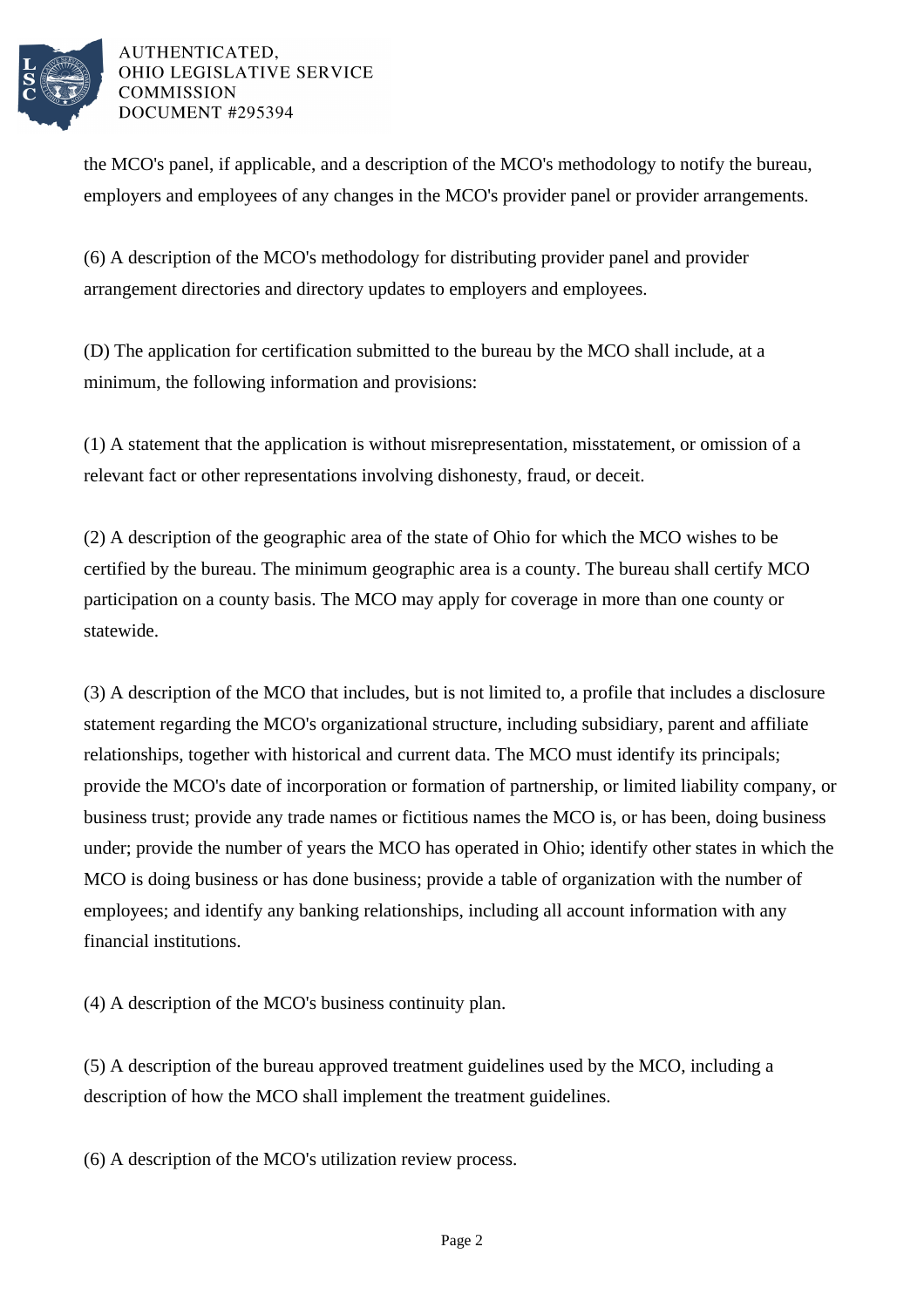the MCO's panel, if applicable, and a description of the MCO's methodology to notify the bureau, employers and employees of any changes in the MCO's provider panel or provider arrangements.

(6) A description of the MCO's methodology for distributing provider panel and provider arrangement directories and directory updates to employers and employees.

(D) The application for certification submitted to the bureau by the MCO shall include, at a minimum, the following information and provisions:

(1) A statement that the application is without misrepresentation, misstatement, or omission of a relevant fact or other representations involving dishonesty, fraud, or deceit.

(2) A description of the geographic area of the state of Ohio for which the MCO wishes to be certified by the bureau. The minimum geographic area is a county. The bureau shall certify MCO participation on a county basis. The MCO may apply for coverage in more than one county or statewide.

(3) A description of the MCO that includes, but is not limited to, a profile that includes a disclosure statement regarding the MCO's organizational structure, including subsidiary, parent and affiliate relationships, together with historical and current data. The MCO must identify its principals; provide the MCO's date of incorporation or formation of partnership, or limited liability company, or business trust; provide any trade names or fictitious names the MCO is, or has been, doing business under; provide the number of years the MCO has operated in Ohio; identify other states in which the MCO is doing business or has done business; provide a table of organization with the number of employees; and identify any banking relationships, including all account information with any financial institutions.

(4) A description of the MCO's business continuity plan.

(5) A description of the bureau approved treatment guidelines used by the MCO, including a description of how the MCO shall implement the treatment guidelines.

(6) A description of the MCO's utilization review process.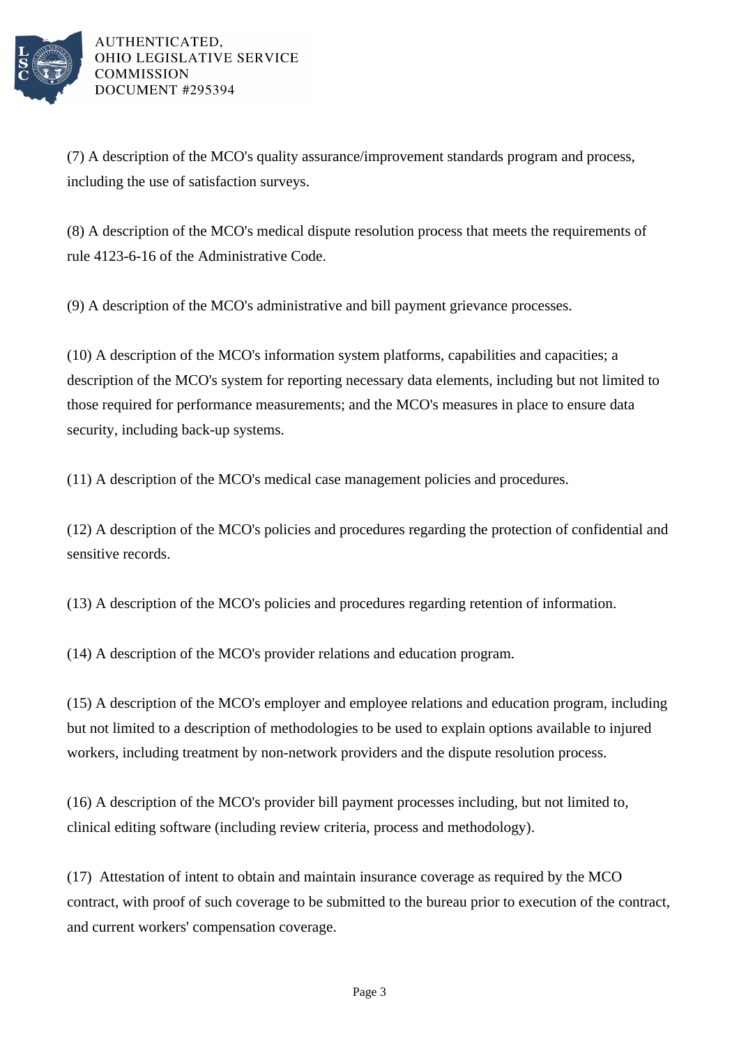(7) A description of the MCO's quality assurance/improvement standards program and process, including the use of satisfaction surveys.

(8) A description of the MCO's medical dispute resolution process that meets the requirements of rule 4123-6-16 of the Administrative Code.

(9) A description of the MCO's administrative and bill payment grievance processes.

(10) A description of the MCO's information system platforms, capabilities and capacities; a description of the MCO's system for reporting necessary data elements, including but not limited to those required for performance measurements; and the MCO's measures in place to ensure data security, including back-up systems.

(11) A description of the MCO's medical case management policies and procedures.

(12) A description of the MCO's policies and procedures regarding the protection of confidential and sensitive records.

(13) A description of the MCO's policies and procedures regarding retention of information.

(14) A description of the MCO's provider relations and education program.

(15) A description of the MCO's employer and employee relations and education program, including but not limited to a description of methodologies to be used to explain options available to injured workers, including treatment by non-network providers and the dispute resolution process.

(16) A description of the MCO's provider bill payment processes including, but not limited to, clinical editing software (including review criteria, process and methodology).

(17) Attestation of intent to obtain and maintain insurance coverage as required by the MCO contract, with proof of such coverage to be submitted to the bureau prior to execution of the contract, and current workers' compensation coverage.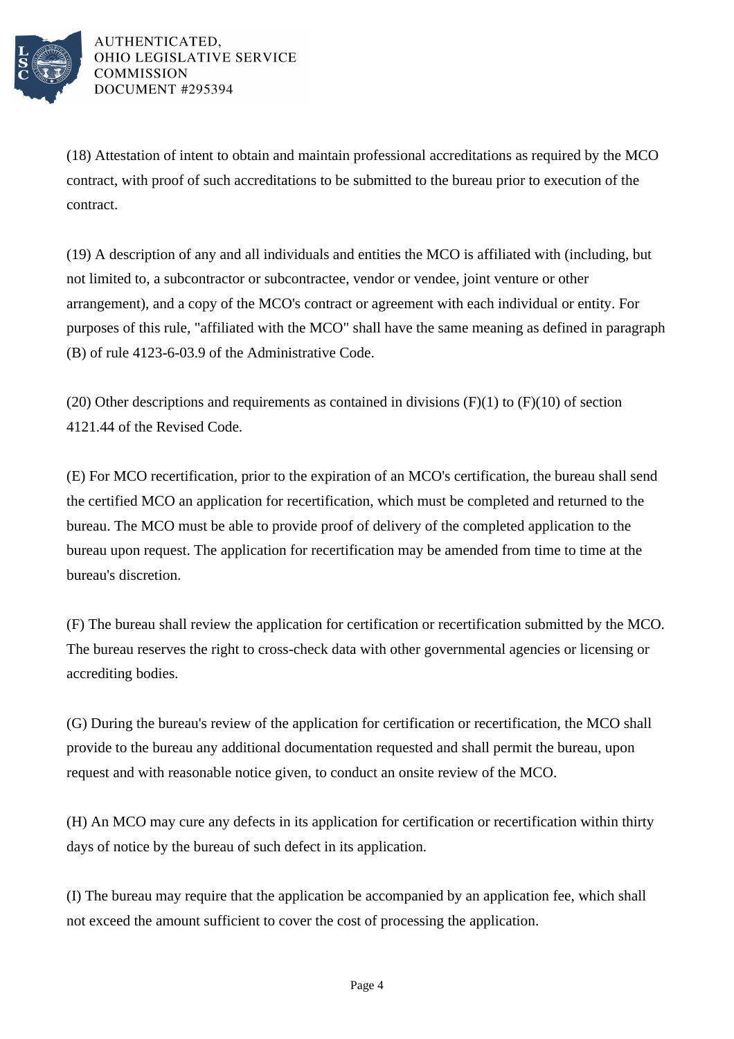(18) Attestation of intent to obtain and maintain professional accreditations as required by the MCO contract, with proof of such accreditations to be submitted to the bureau prior to execution of the contract.

(19) A description of any and all individuals and entities the MCO is affiliated with (including, but not limited to, a subcontractor or subcontractee, vendor or vendee, joint venture or other arrangement), and a copy of the MCO's contract or agreement with each individual or entity. For purposes of this rule, "affiliated with the MCO" shall have the same meaning as defined in paragraph (B) of rule 4123-6-03.9 of the Administrative Code.

(20) Other descriptions and requirements as contained in divisions (F)(1) to (F)(10) of section 4121.44 of the Revised Code.

(E) For MCO recertification, prior to the expiration of an MCO's certification, the bureau shall send the certified MCO an application for recertification, which must be completed and returned to the bureau. The MCO must be able to provide proof of delivery of the completed application to the bureau upon request. The application for recertification may be amended from time to time at the bureau's discretion.

(F) The bureau shall review the application for certification or recertification submitted by the MCO. The bureau reserves the right to cross-check data with other governmental agencies or licensing or accrediting bodies.

(G) During the bureau's review of the application for certification or recertification, the MCO shall provide to the bureau any additional documentation requested and shall permit the bureau, upon request and with reasonable notice given, to conduct an onsite review of the MCO.

(H) An MCO may cure any defects in its application for certification or recertification within thirty days of notice by the bureau of such defect in its application.

(I) The bureau may require that the application be accompanied by an application fee, which shall not exceed the amount sufficient to cover the cost of processing the application.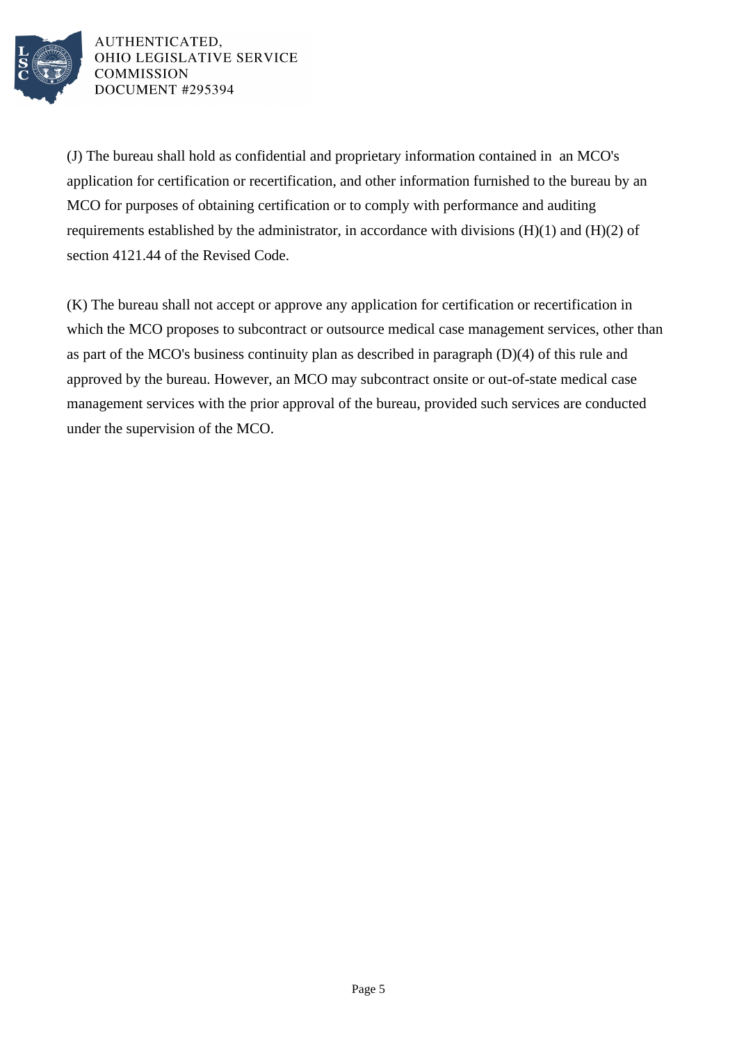(J) The bureau shall hold as confidential and proprietary information contained in an MCO's application for certification or recertification, and other information furnished to the bureau by an MCO for purposes of obtaining certification or to comply with performance and auditing requirements established by the administrator, in accordance with divisions (H)(1) and (H)(2) of section 4121.44 of the Revised Code.

(K) The bureau shall not accept or approve any application for certification or recertification in which the MCO proposes to subcontract or outsource medical case management services, other than as part of the MCO's business continuity plan as described in paragraph (D)(4) of this rule and approved by the bureau. However, an MCO may subcontract onsite or out-of-state medical case management services with the prior approval of the bureau, provided such services are conducted under the supervision of the MCO.